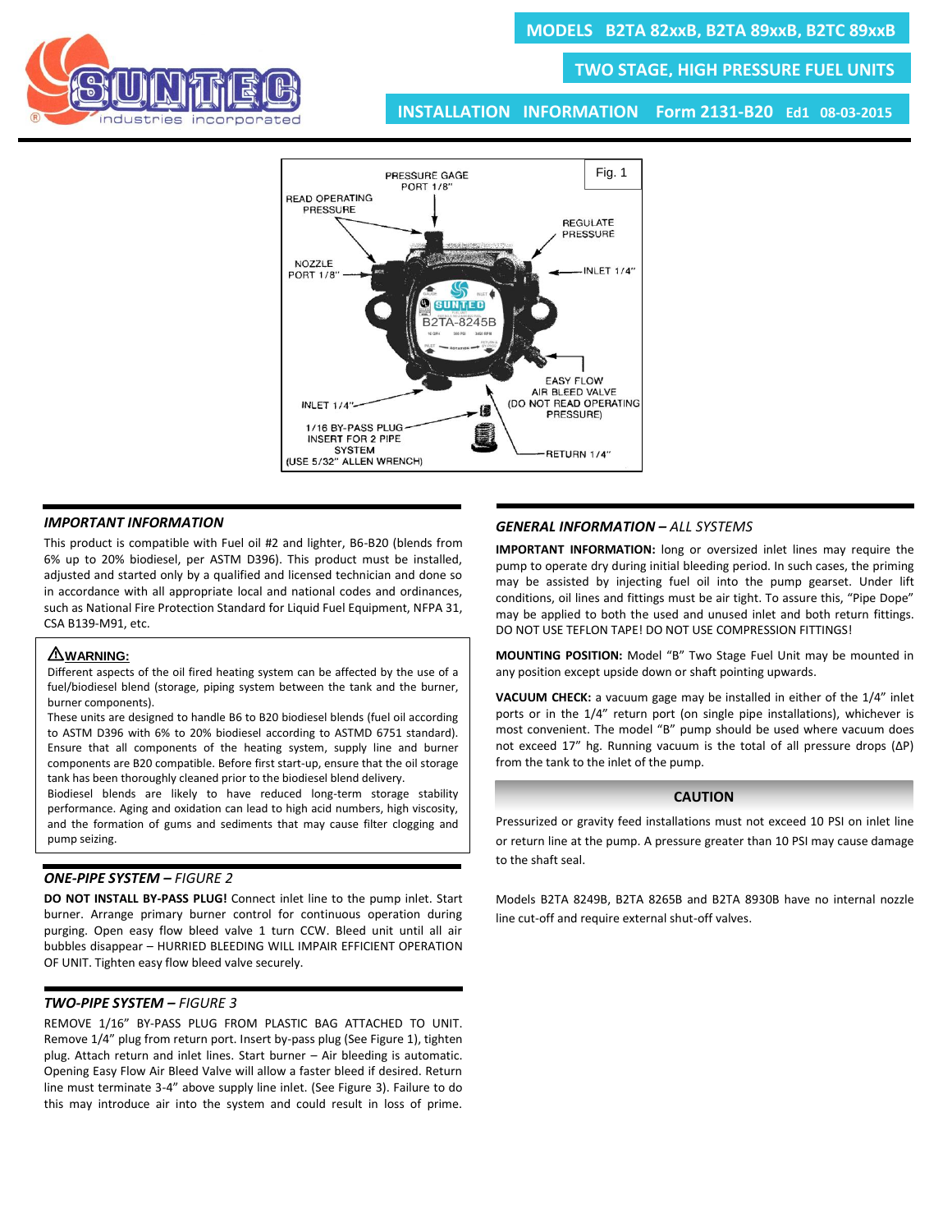# MODELS B2TA 82xxB, B2TA 89xxB, B2TC 89xxB

## TWO STAGE, HIGH PRESSURE FUEL UNITS

## INSTALLATION INFORMATION Form 2131-B20 Ed1 08-03-2015

Fig. 1

PRESSURE GAGE PORT 1/8"

READ OPERATING PRESSURE

REGULATE PRESSURE

NOZZLE PORT 1/8"

INLET 1/4"

EASY FLOW AIR BLEED VALVE (DO NOT READ OPERATING PRESSURE)

INLET 1/4"

1/16 BY-PASS PLUG INSERT FOR 2 PIPE SYSTEM (USE 5/32" ALLEN WRENCH)

RETURN 1/4"

### *IMPORTANT INFORMATION*

This product is compatible with Fuel oil #2 and lighter, B6-B20 (blends from 6% up to 20% biodiesel, per ASTM D396). This product must be installed, adjusted and started only by a qualified and licensed technician and done so in accordance with all appropriate local and national codes and ordinances, such as National Fire Protection Standard for Liquid Fuel Equipment, NFPA 31, CSA B139-M91, etc.

**⚠WARNING:**

Different aspects of the oil fired heating system can be affected by the use of a fuel/biodiesel blend (storage, piping system between the tank and the burner, burner components).

These units are designed to handle B6 to B20 biodiesel blends (fuel oil according to ASTM D396 with 6% to 20% biodiesel according to ASTMD 6751 standard). Ensure that all components of the heating system, supply line and burner components are B20 compatible. Before first start-up, ensure that the oil storage tank has been thoroughly cleaned prior to the biodiesel blend delivery.

Biodiesel blends are likely to have reduced long-term storage stability performance. Aging and oxidation can lead to high acid numbers, high viscosity, and the formation of gums and sediments that may cause filter clogging and pump seizing.

### *ONE-PIPE SYSTEM – FIGURE 2*

**DO NOT INSTALL BY-PASS PLUG!** Connect inlet line to the pump inlet. Start burner. Arrange primary burner control for continuous operation during purging. Open easy flow bleed valve 1 turn CCW. Bleed unit until all air bubbles disappear – HURRIED BLEEDING WILL IMPAIR EFFICIENT OPERATION OF UNIT. Tighten easy flow bleed valve securely.

### *TWO-PIPE SYSTEM – FIGURE 3*

REMOVE 1/16" BY-PASS PLUG FROM PLASTIC BAG ATTACHED TO UNIT. Remove 1/4" plug from return port. Insert by-pass plug (See Figure 1), tighten plug. Attach return and inlet lines. Start burner – Air bleeding is automatic. Opening Easy Flow Air Bleed Valve will allow a faster bleed if desired. Return line must terminate 3-4" above supply line inlet. (See Figure 3). Failure to do this may introduce air into the system and could result in loss of prime.

### *GENERAL INFORMATION – ALL SYSTEMS*

**IMPORTANT INFORMATION:** long or oversized inlet lines may require the pump to operate dry during initial bleeding period. In such cases, the priming may be assisted by injecting fuel oil into the pump gearset. Under lift conditions, oil lines and fittings must be air tight. To assure this, "Pipe Dope" may be applied to both the used and unused inlet and both return fittings. DO NOT USE TEFLON TAPE! DO NOT USE COMPRESSION FITTINGS!

**MOUNTING POSITION:** Model "B" Two Stage Fuel Unit may be mounted in any position except upside down or shaft pointing upwards.

**VACUUM CHECK:** a vacuum gage may be installed in either of the 1/4" inlet ports or in the 1/4" return port (on single pipe installations), whichever is most convenient. The model "B" pump should be used where vacuum does not exceed 17" hg. Running vacuum is the total of all pressure drops (ΔP) from the tank to the inlet of the pump.

**CAUTION**

Pressurized or gravity feed installations must not exceed 10 PSI on inlet line or return line at the pump. A pressure greater than 10 PSI may cause damage to the shaft seal.

Models B2TA 8249B, B2TA 8265B and B2TA 8930B have no internal nozzle line cut-off and require external shut-off valves.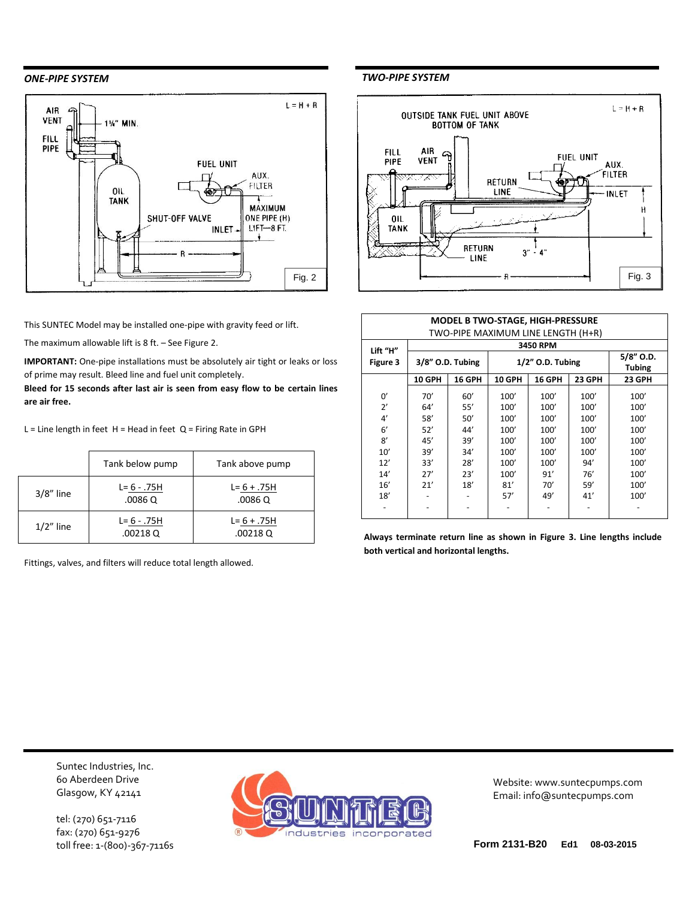## *ONE-PIPE SYSTEM*

AIR VENT

FILL PIPE

1¼" MIN.

L = H + R

OIL TANK

FUEL UNIT

AUX. FILTER

SHUT-OFF VALVE

INLET

MAXIMUM ONE PIPE (H) LIFT—8 FT.

R

Fig. 2

## *TWO-PIPE SYSTEM*

OUTSIDE TANK FUEL UNIT ABOVE BOTTOM OF TANK

L = H + R

FILL PIPE

AIR VENT

FUEL UNIT

AUX. FILTER

RETURN LINE

INLET

H

OIL TANK

RETURN LINE

3" - 4"

R

Fig. 3

This SUNTEC Model may be installed one-pipe with gravity feed or lift.

The maximum allowable lift is 8 ft. – See Figure 2.

**IMPORTANT:** One-pipe installations must be absolutely air tight or leaks or loss of prime may result. Bleed line and fuel unit completely.

**Bleed for 15 seconds after last air is seen from easy flow to be certain lines are air free.**

L = Line length in feet H = Head in feet Q = Firing Rate in GPH

| | Tank below pump | Tank above pump |
|---|---|---|
| 3/8" line | $L = \frac{6 - .75H}{.0086\,Q}$ | $L = \frac{6 + .75H}{.0086\,Q}$ |
| 1/2" line | $L = \frac{6 - .75H}{.00218\,Q}$ | $L = \frac{6 + .75H}{.00218\,Q}$ |

Fittings, valves, and filters will reduce total length allowed.

**MODEL B TWO-STAGE, HIGH-PRESSURE**
TWO-PIPE MAXIMUM LINE LENGTH (H+R)

| Lift "H" Figure 3 | 3450 RPM | | | | | |
|---|---|---|---|---|---|---|
| | 3/8" O.D. Tubing | | 1/2" O.D. Tubing | | | 5/8" O.D. Tubing |
| | 10 GPH | 16 GPH | 10 GPH | 16 GPH | 23 GPH | 23 GPH |
| 0' | 70' | 60' | 100' | 100' | 100' | 100' |
| 2' | 64' | 55' | 100' | 100' | 100' | 100' |
| 4' | 58' | 50' | 100' | 100' | 100' | 100' |
| 6' | 52' | 44' | 100' | 100' | 100' | 100' |
| 8' | 45' | 39' | 100' | 100' | 100' | 100' |
| 10' | 39' | 34' | 100' | 100' | 100' | 100' |
| 12' | 33' | 28' | 100' | 100' | 94' | 100' |
| 14' | 27' | 23' | 100' | 91' | 76' | 100' |
| 16' | 21' | 18' | 81' | 70' | 59' | 100' |
| 18' | - | - | 57' | 49' | 41' | 100' |
| - | - | - | - | - | - | - |

**Always terminate return line as shown in Figure 3. Line lengths include both vertical and horizontal lengths.**

Suntec Industries, Inc.
60 Aberdeen Drive
Glasgow, KY 42141

tel: (270) 651-7116
fax: (270) 651-9276
toll free: 1-(800)-367-7116s

SUNTEC industries incorporated

Website: www.suntecpumps.com
Email: info@suntecpumps.com

**Form 2131-B20 Ed1 08-03-2015**